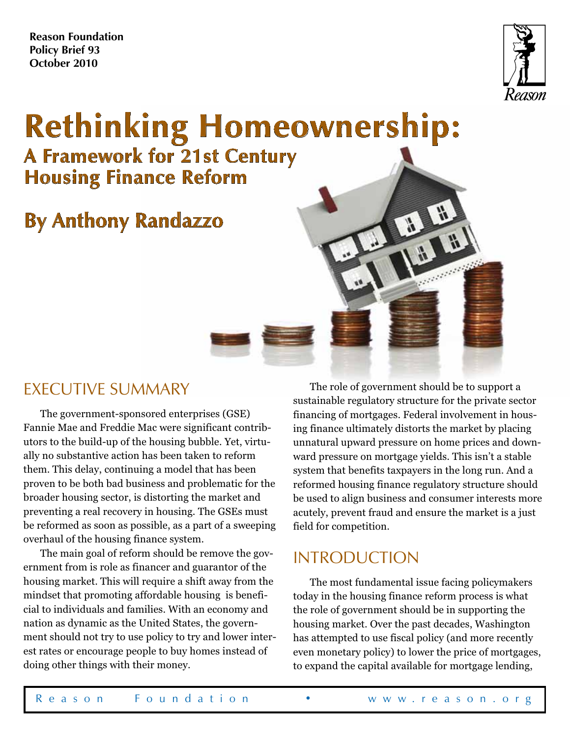Reason Foundation
Policy Brief 93
October 2010

# Rethinking Homeownership:
## A Framework for 21st Century Housing Finance Reform

## By Anthony Randazzo

## EXECUTIVE SUMMARY

The government-sponsored enterprises (GSE) Fannie Mae and Freddie Mac were significant contributors to the build-up of the housing bubble. Yet, virtually no substantive action has been taken to reform them. This delay, continuing a model that has been proven to be both bad business and problematic for the broader housing sector, is distorting the market and preventing a real recovery in housing. The GSEs must be reformed as soon as possible, as a part of a sweeping overhaul of the housing finance system.

The main goal of reform should be remove the government from is role as financer and guarantor of the housing market. This will require a shift away from the mindset that promoting affordable housing is beneficial to individuals and families. With an economy and nation as dynamic as the United States, the government should not try to use policy to try and lower interest rates or encourage people to buy homes instead of doing other things with their money.

The role of government should be to support a sustainable regulatory structure for the private sector financing of mortgages. Federal involvement in housing finance ultimately distorts the market by placing unnatural upward pressure on home prices and downward pressure on mortgage yields. This isn't a stable system that benefits taxpayers in the long run. And a reformed housing finance regulatory structure should be used to align business and consumer interests more acutely, prevent fraud and ensure the market is a just field for competition.

## INTRODUCTION

The most fundamental issue facing policymakers today in the housing finance reform process is what the role of government should be in supporting the housing market. Over the past decades, Washington has attempted to use fiscal policy (and more recently even monetary policy) to lower the price of mortgages, to expand the capital available for mortgage lending,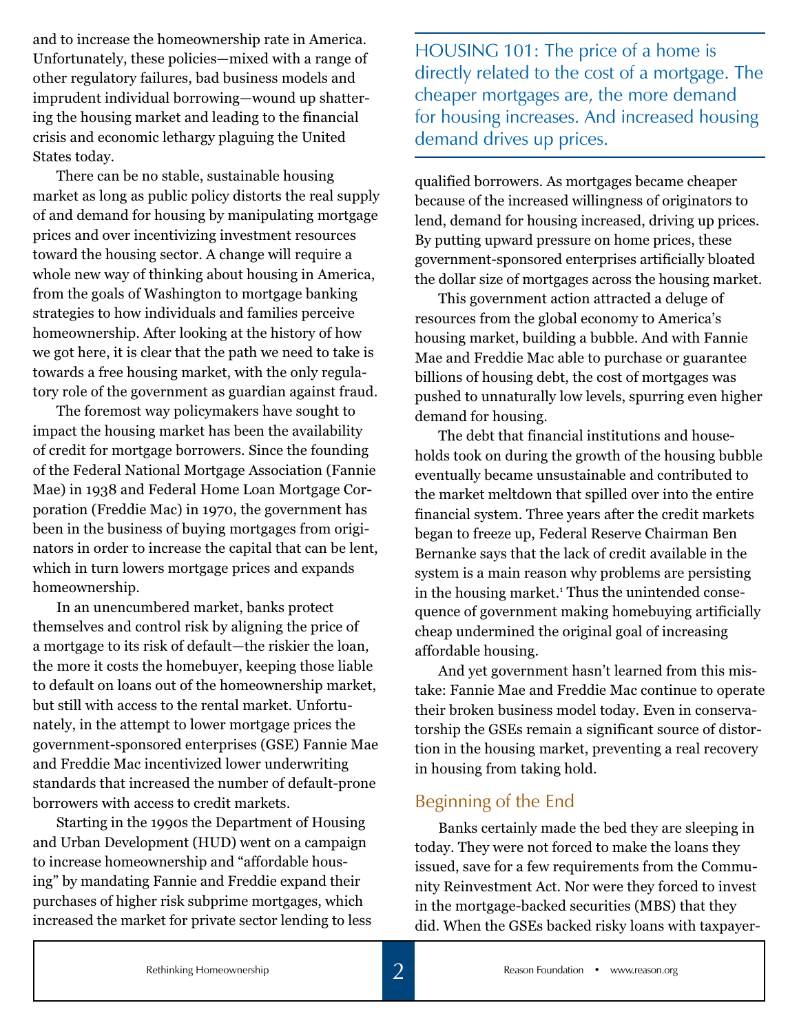and to increase the homeownership rate in America. Unfortunately, these policies—mixed with a range of other regulatory failures, bad business models and imprudent individual borrowing—wound up shattering the housing market and leading to the financial crisis and economic lethargy plaguing the United States today.

There can be no stable, sustainable housing market as long as public policy distorts the real supply of and demand for housing by manipulating mortgage prices and over incentivizing investment resources toward the housing sector. A change will require a whole new way of thinking about housing in America, from the goals of Washington to mortgage banking strategies to how individuals and families perceive homeownership. After looking at the history of how we got here, it is clear that the path we need to take is towards a free housing market, with the only regulatory role of the government as guardian against fraud.

The foremost way policymakers have sought to impact the housing market has been the availability of credit for mortgage borrowers. Since the founding of the Federal National Mortgage Association (Fannie Mae) in 1938 and Federal Home Loan Mortgage Corporation (Freddie Mac) in 1970, the government has been in the business of buying mortgages from originators in order to increase the capital that can be lent, which in turn lowers mortgage prices and expands homeownership.

In an unencumbered market, banks protect themselves and control risk by aligning the price of a mortgage to its risk of default—the riskier the loan, the more it costs the homebuyer, keeping those liable to default on loans out of the homeownership market, but still with access to the rental market. Unfortunately, in the attempt to lower mortgage prices the government-sponsored enterprises (GSE) Fannie Mae and Freddie Mac incentivized lower underwriting standards that increased the number of default-prone borrowers with access to credit markets.

Starting in the 1990s the Department of Housing and Urban Development (HUD) went on a campaign to increase homeownership and "affordable housing" by mandating Fannie and Freddie expand their purchases of higher risk subprime mortgages, which increased the market for private sector lending to less qualified borrowers. As mortgages became cheaper because of the increased willingness of originators to lend, demand for housing increased, driving up prices. By putting upward pressure on home prices, these government-sponsored enterprises artificially bloated the dollar size of mortgages across the housing market.

> HOUSING 101: The price of a home is directly related to the cost of a mortgage. The cheaper mortgages are, the more demand for housing increases. And increased housing demand drives up prices.

This government action attracted a deluge of resources from the global economy to America's housing market, building a bubble. And with Fannie Mae and Freddie Mac able to purchase or guarantee billions of housing debt, the cost of mortgages was pushed to unnaturally low levels, spurring even higher demand for housing.

The debt that financial institutions and households took on during the growth of the housing bubble eventually became unsustainable and contributed to the market meltdown that spilled over into the entire financial system. Three years after the credit markets began to freeze up, Federal Reserve Chairman Ben Bernanke says that the lack of credit available in the system is a main reason why problems are persisting in the housing market.[1] Thus the unintended consequence of government making homebuying artificially cheap undermined the original goal of increasing affordable housing.

And yet government hasn't learned from this mistake: Fannie Mae and Freddie Mac continue to operate their broken business model today. Even in conservatorship the GSEs remain a significant source of distortion in the housing market, preventing a real recovery in housing from taking hold.

## Beginning of the End

Banks certainly made the bed they are sleeping in today. They were not forced to make the loans they issued, save for a few requirements from the Community Reinvestment Act. Nor were they forced to invest in the mortgage-backed securities (MBS) that they did. When the GSEs backed risky loans with taxpayer-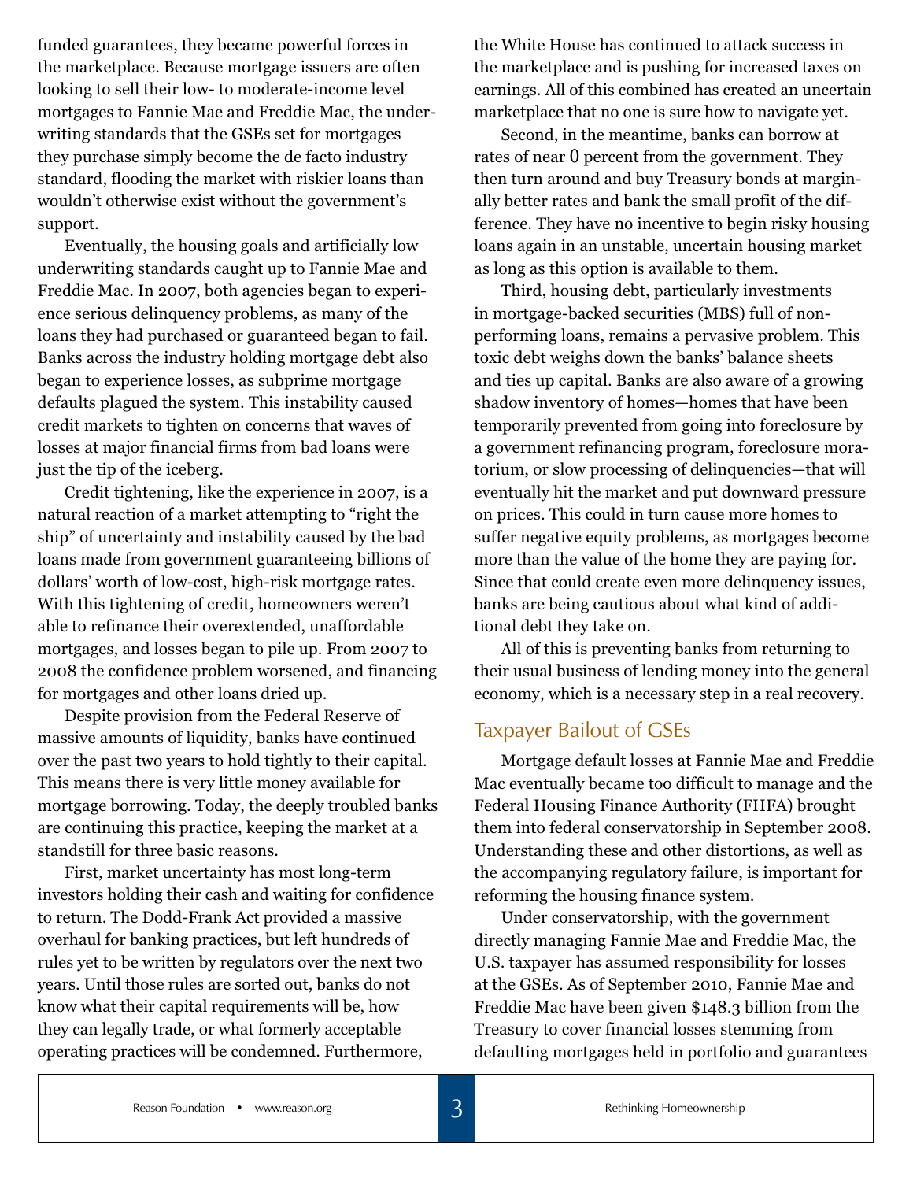funded guarantees, they became powerful forces in the marketplace. Because mortgage issuers are often looking to sell their low- to moderate-income level mortgages to Fannie Mae and Freddie Mac, the underwriting standards that the GSEs set for mortgages they purchase simply become the de facto industry standard, flooding the market with riskier loans than wouldn't otherwise exist without the government's support.

Eventually, the housing goals and artificially low underwriting standards caught up to Fannie Mae and Freddie Mac. In 2007, both agencies began to experience serious delinquency problems, as many of the loans they had purchased or guaranteed began to fail. Banks across the industry holding mortgage debt also began to experience losses, as subprime mortgage defaults plagued the system. This instability caused credit markets to tighten on concerns that waves of losses at major financial firms from bad loans were just the tip of the iceberg.

Credit tightening, like the experience in 2007, is a natural reaction of a market attempting to "right the ship" of uncertainty and instability caused by the bad loans made from government guaranteeing billions of dollars' worth of low-cost, high-risk mortgage rates. With this tightening of credit, homeowners weren't able to refinance their overextended, unaffordable mortgages, and losses began to pile up. From 2007 to 2008 the confidence problem worsened, and financing for mortgages and other loans dried up.

Despite provision from the Federal Reserve of massive amounts of liquidity, banks have continued over the past two years to hold tightly to their capital. This means there is very little money available for mortgage borrowing. Today, the deeply troubled banks are continuing this practice, keeping the market at a standstill for three basic reasons.

First, market uncertainty has most long-term investors holding their cash and waiting for confidence to return. The Dodd-Frank Act provided a massive overhaul for banking practices, but left hundreds of rules yet to be written by regulators over the next two years. Until those rules are sorted out, banks do not know what their capital requirements will be, how they can legally trade, or what formerly acceptable operating practices will be condemned. Furthermore, the White House has continued to attack success in the marketplace and is pushing for increased taxes on earnings. All of this combined has created an uncertain marketplace that no one is sure how to navigate yet.

Second, in the meantime, banks can borrow at rates of near 0 percent from the government. They then turn around and buy Treasury bonds at marginally better rates and bank the small profit of the difference. They have no incentive to begin risky housing loans again in an unstable, uncertain housing market as long as this option is available to them.

Third, housing debt, particularly investments in mortgage-backed securities (MBS) full of non-performing loans, remains a pervasive problem. This toxic debt weighs down the banks' balance sheets and ties up capital. Banks are also aware of a growing shadow inventory of homes—homes that have been temporarily prevented from going into foreclosure by a government refinancing program, foreclosure moratorium, or slow processing of delinquencies—that will eventually hit the market and put downward pressure on prices. This could in turn cause more homes to suffer negative equity problems, as mortgages become more than the value of the home they are paying for. Since that could create even more delinquency issues, banks are being cautious about what kind of additional debt they take on.

All of this is preventing banks from returning to their usual business of lending money into the general economy, which is a necessary step in a real recovery.

## Taxpayer Bailout of GSEs

Mortgage default losses at Fannie Mae and Freddie Mac eventually became too difficult to manage and the Federal Housing Finance Authority (FHFA) brought them into federal conservatorship in September 2008. Understanding these and other distortions, as well as the accompanying regulatory failure, is important for reforming the housing finance system.

Under conservatorship, with the government directly managing Fannie Mae and Freddie Mac, the U.S. taxpayer has assumed responsibility for losses at the GSEs. As of September 2010, Fannie Mae and Freddie Mac have been given $148.3 billion from the Treasury to cover financial losses stemming from defaulting mortgages held in portfolio and guarantees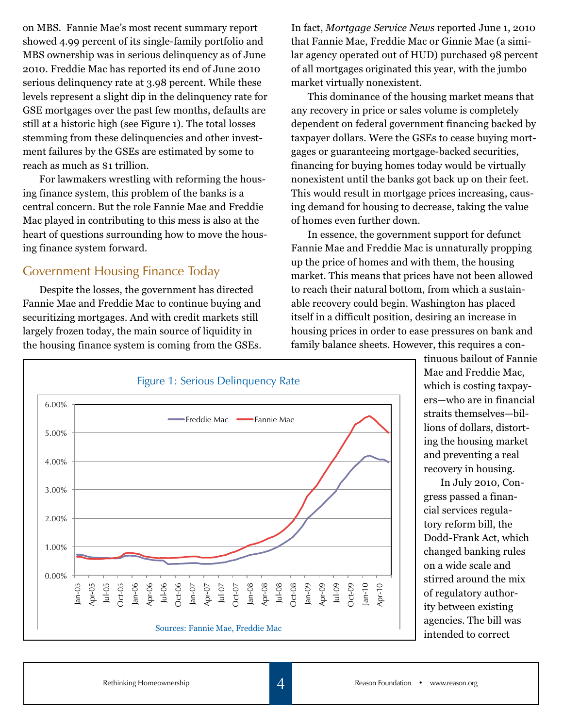on MBS. Fannie Mae's most recent summary report showed 4.99 percent of its single-family portfolio and MBS ownership was in serious delinquency as of June 2010. Freddie Mac has reported its end of June 2010 serious delinquency rate at 3.98 percent. While these levels represent a slight dip in the delinquency rate for GSE mortgages over the past few months, defaults are still at a historic high (see Figure 1). The total losses stemming from these delinquencies and other investment failures by the GSEs are estimated by some to reach as much as $1 trillion.

For lawmakers wrestling with reforming the housing finance system, this problem of the banks is a central concern. But the role Fannie Mae and Freddie Mac played in contributing to this mess is also at the heart of questions surrounding how to move the housing finance system forward.

## Government Housing Finance Today

Despite the losses, the government has directed Fannie Mae and Freddie Mac to continue buying and securitizing mortgages. And with credit markets still largely frozen today, the main source of liquidity in the housing finance system is coming from the GSEs. In fact, *Mortgage Service News* reported June 1, 2010 that Fannie Mae, Freddie Mac or Ginnie Mae (a similar agency operated out of HUD) purchased 98 percent of all mortgages originated this year, with the jumbo market virtually nonexistent.

This dominance of the housing market means that any recovery in price or sales volume is completely dependent on federal government financing backed by taxpayer dollars. Were the GSEs to cease buying mortgages or guaranteeing mortgage-backed securities, financing for buying homes today would be virtually nonexistent until the banks got back up on their feet. This would result in mortgage prices increasing, causing demand for housing to decrease, taking the value of homes even further down.

In essence, the government support for defunct Fannie Mae and Freddie Mac is unnaturally propping up the price of homes and with them, the housing market. This means that prices have not been allowed to reach their natural bottom, from which a sustainable recovery could begin. Washington has placed itself in a difficult position, desiring an increase in housing prices in order to ease pressures on bank and family balance sheets. However, this requires a continuous bailout of Fannie Mae and Freddie Mac, which is costing taxpayers—who are in financial straits themselves—billions of dollars, distorting the housing market and preventing a real recovery in housing.

Figure 1: Serious Delinquency Rate

Sources: Fannie Mae, Freddie Mac

In July 2010, Congress passed a financial services regulatory reform bill, the Dodd-Frank Act, which changed banking rules on a wide scale and stirred around the mix of regulatory authority between existing agencies. The bill was intended to correct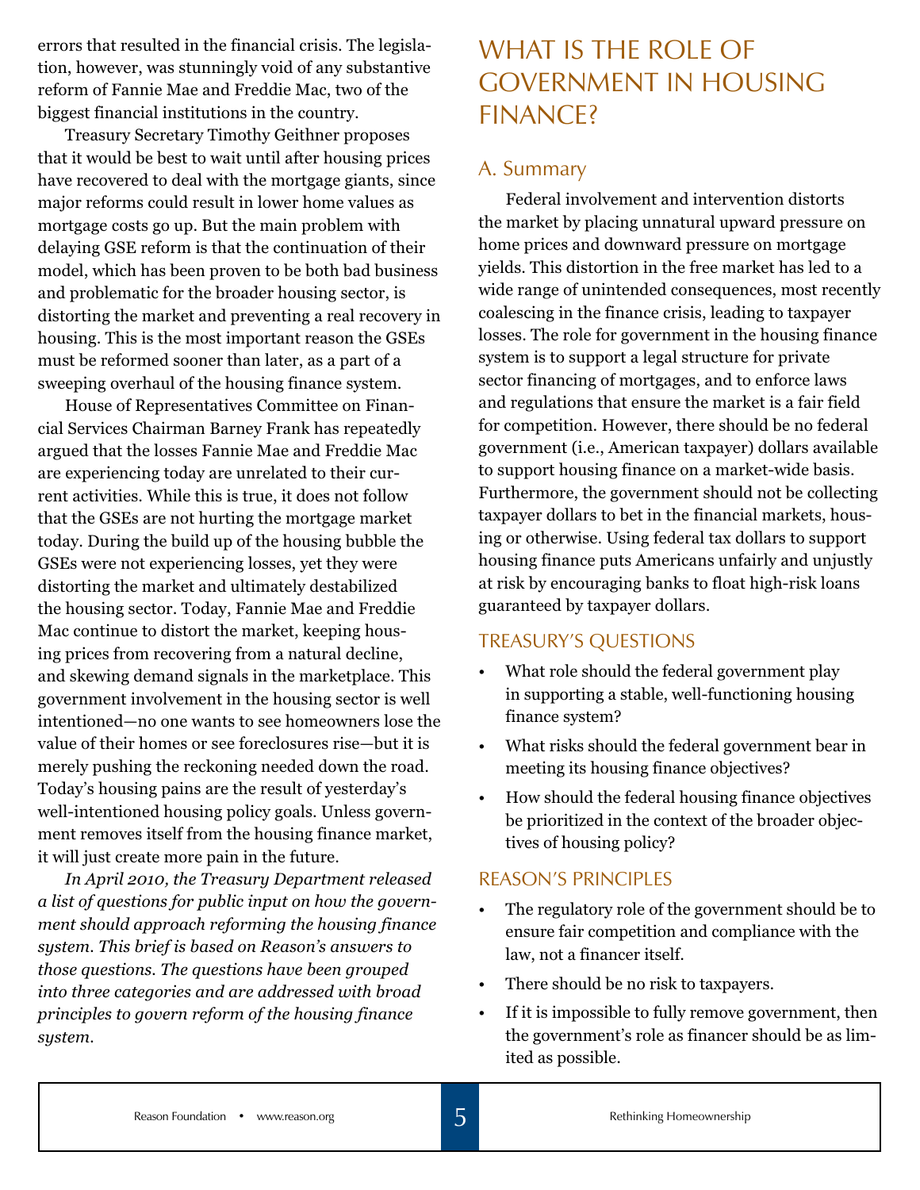errors that resulted in the financial crisis. The legislation, however, was stunningly void of any substantive reform of Fannie Mae and Freddie Mac, two of the biggest financial institutions in the country.

Treasury Secretary Timothy Geithner proposes that it would be best to wait until after housing prices have recovered to deal with the mortgage giants, since major reforms could result in lower home values as mortgage costs go up. But the main problem with delaying GSE reform is that the continuation of their model, which has been proven to be both bad business and problematic for the broader housing sector, is distorting the market and preventing a real recovery in housing. This is the most important reason the GSEs must be reformed sooner than later, as a part of a sweeping overhaul of the housing finance system.

House of Representatives Committee on Financial Services Chairman Barney Frank has repeatedly argued that the losses Fannie Mae and Freddie Mac are experiencing today are unrelated to their current activities. While this is true, it does not follow that the GSEs are not hurting the mortgage market today. During the build up of the housing bubble the GSEs were not experiencing losses, yet they were distorting the market and ultimately destabilized the housing sector. Today, Fannie Mae and Freddie Mac continue to distort the market, keeping housing prices from recovering from a natural decline, and skewing demand signals in the marketplace. This government involvement in the housing sector is well intentioned—no one wants to see homeowners lose the value of their homes or see foreclosures rise—but it is merely pushing the reckoning needed down the road. Today's housing pains are the result of yesterday's well-intentioned housing policy goals. Unless government removes itself from the housing finance market, it will just create more pain in the future.

*In April 2010, the Treasury Department released a list of questions for public input on how the government should approach reforming the housing finance system. This brief is based on Reason's answers to those questions. The questions have been grouped into three categories and are addressed with broad principles to govern reform of the housing finance system.*

# WHAT IS THE ROLE OF GOVERNMENT IN HOUSING FINANCE?

## A. Summary

Federal involvement and intervention distorts the market by placing unnatural upward pressure on home prices and downward pressure on mortgage yields. This distortion in the free market has led to a wide range of unintended consequences, most recently coalescing in the finance crisis, leading to taxpayer losses. The role for government in the housing finance system is to support a legal structure for private sector financing of mortgages, and to enforce laws and regulations that ensure the market is a fair field for competition. However, there should be no federal government (i.e., American taxpayer) dollars available to support housing finance on a market-wide basis. Furthermore, the government should not be collecting taxpayer dollars to bet in the financial markets, housing or otherwise. Using federal tax dollars to support housing finance puts Americans unfairly and unjustly at risk by encouraging banks to float high-risk loans guaranteed by taxpayer dollars.

### TREASURY'S QUESTIONS

- What role should the federal government play in supporting a stable, well-functioning housing finance system?
- What risks should the federal government bear in meeting its housing finance objectives?
- How should the federal housing finance objectives be prioritized in the context of the broader objectives of housing policy?

### REASON'S PRINCIPLES

- The regulatory role of the government should be to ensure fair competition and compliance with the law, not a financer itself.
- There should be no risk to taxpayers.
- If it is impossible to fully remove government, then the government's role as financer should be as limited as possible.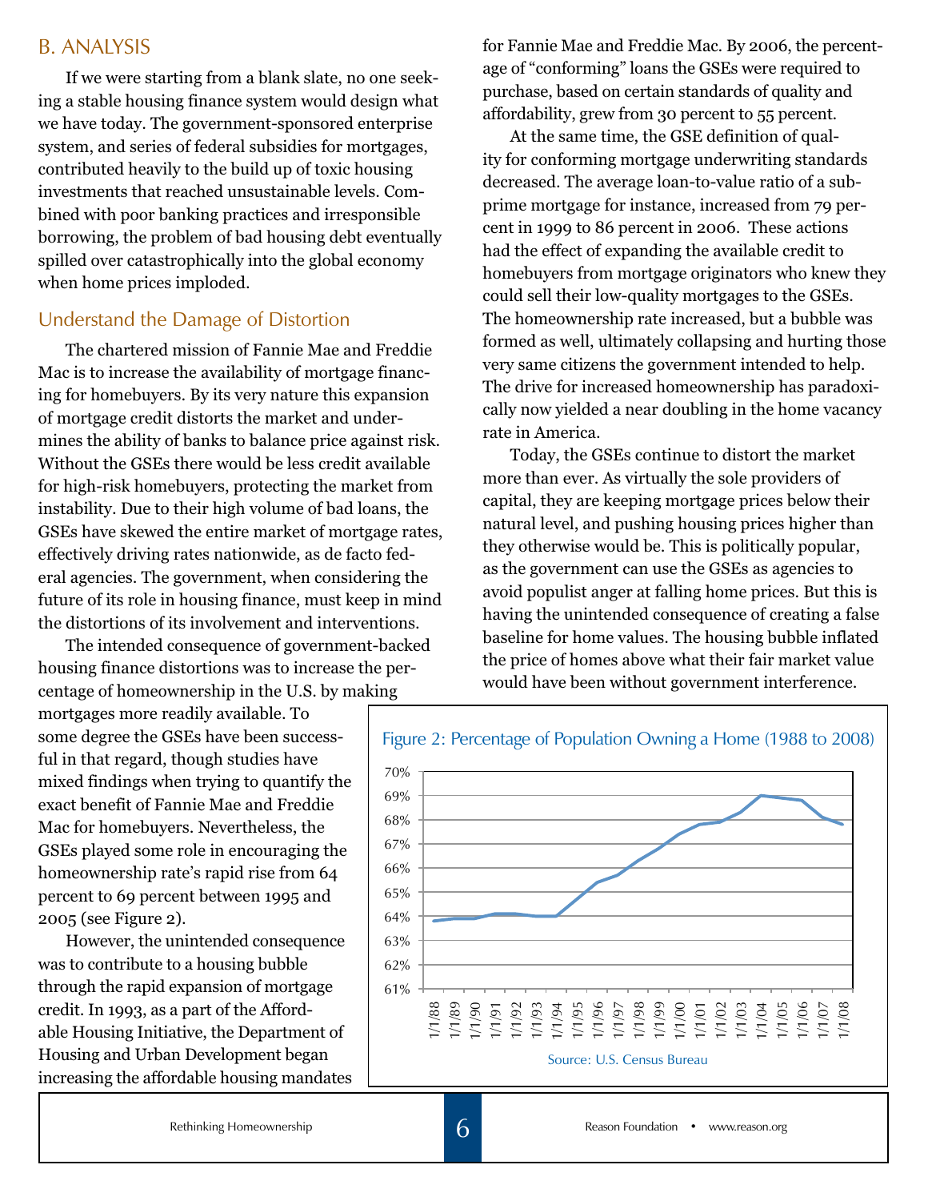## B. ANALYSIS

If we were starting from a blank slate, no one seeking a stable housing finance system would design what we have today. The government-sponsored enterprise system, and series of federal subsidies for mortgages, contributed heavily to the build up of toxic housing investments that reached unsustainable levels. Combined with poor banking practices and irresponsible borrowing, the problem of bad housing debt eventually spilled over catastrophically into the global economy when home prices imploded.

### Understand the Damage of Distortion

The chartered mission of Fannie Mae and Freddie Mac is to increase the availability of mortgage financing for homebuyers. By its very nature this expansion of mortgage credit distorts the market and undermines the ability of banks to balance price against risk. Without the GSEs there would be less credit available for high-risk homebuyers, protecting the market from instability. Due to their high volume of bad loans, the GSEs have skewed the entire market of mortgage rates, effectively driving rates nationwide, as de facto federal agencies. The government, when considering the future of its role in housing finance, must keep in mind the distortions of its involvement and interventions.

The intended consequence of government-backed housing finance distortions was to increase the percentage of homeownership in the U.S. by making mortgages more readily available. To some degree the GSEs have been successful in that regard, though studies have mixed findings when trying to quantify the exact benefit of Fannie Mae and Freddie Mac for homebuyers. Nevertheless, the GSEs played some role in encouraging the homeownership rate's rapid rise from 64 percent to 69 percent between 1995 and 2005 (see Figure 2).

However, the unintended consequence was to contribute to a housing bubble through the rapid expansion of mortgage credit. In 1993, as a part of the Affordable Housing Initiative, the Department of Housing and Urban Development began increasing the affordable housing mandates for Fannie Mae and Freddie Mac. By 2006, the percentage of "conforming" loans the GSEs were required to purchase, based on certain standards of quality and affordability, grew from 30 percent to 55 percent.

At the same time, the GSE definition of quality for conforming mortgage underwriting standards decreased. The average loan-to-value ratio of a subprime mortgage for instance, increased from 79 percent in 1999 to 86 percent in 2006. These actions had the effect of expanding the available credit to homebuyers from mortgage originators who knew they could sell their low-quality mortgages to the GSEs. The homeownership rate increased, but a bubble was formed as well, ultimately collapsing and hurting those very same citizens the government intended to help. The drive for increased homeownership has paradoxically now yielded a near doubling in the home vacancy rate in America.

Today, the GSEs continue to distort the market more than ever. As virtually the sole providers of capital, they are keeping mortgage prices below their natural level, and pushing housing prices higher than they otherwise would be. This is politically popular, as the government can use the GSEs as agencies to avoid populist anger at falling home prices. But this is having the unintended consequence of creating a false baseline for home values. The housing bubble inflated the price of homes above what their fair market value would have been without government interference.

Figure 2: Percentage of Population Owning a Home (1988 to 2008)

Source: U.S. Census Bureau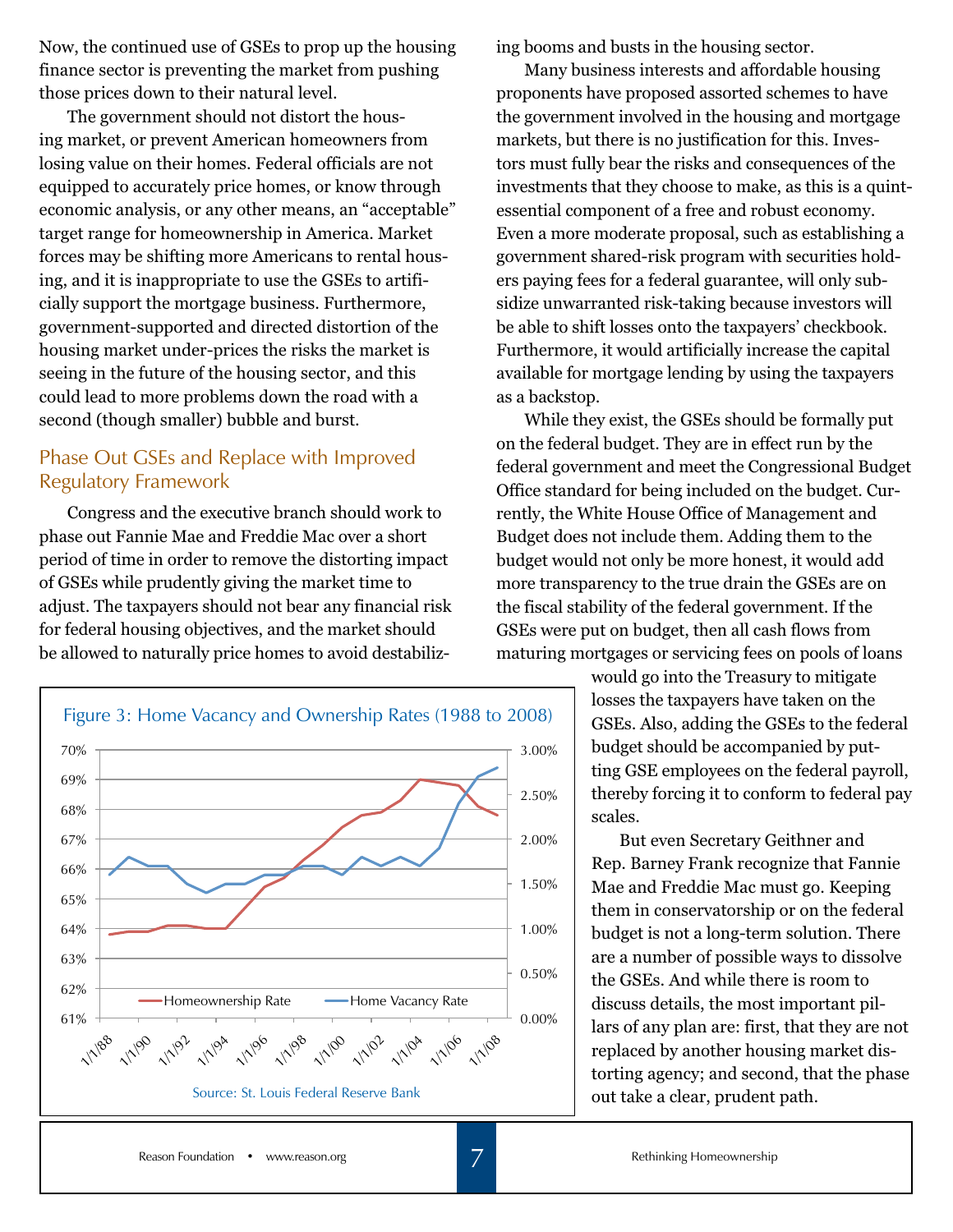Now, the continued use of GSEs to prop up the housing finance sector is preventing the market from pushing those prices down to their natural level.

The government should not distort the housing market, or prevent American homeowners from losing value on their homes. Federal officials are not equipped to accurately price homes, or know through economic analysis, or any other means, an "acceptable" target range for homeownership in America. Market forces may be shifting more Americans to rental housing, and it is inappropriate to use the GSEs to artificially support the mortgage business. Furthermore, government-supported and directed distortion of the housing market under-prices the risks the market is seeing in the future of the housing sector, and this could lead to more problems down the road with a second (though smaller) bubble and burst.

## Phase Out GSEs and Replace with Improved Regulatory Framework

Congress and the executive branch should work to phase out Fannie Mae and Freddie Mac over a short period of time in order to remove the distorting impact of GSEs while prudently giving the market time to adjust. The taxpayers should not bear any financial risk for federal housing objectives, and the market should be allowed to naturally price homes to avoid destabilizing booms and busts in the housing sector.

Many business interests and affordable housing proponents have proposed assorted schemes to have the government involved in the housing and mortgage markets, but there is no justification for this. Investors must fully bear the risks and consequences of the investments that they choose to make, as this is a quintessential component of a free and robust economy. Even a more moderate proposal, such as establishing a government shared-risk program with securities holders paying fees for a federal guarantee, will only subsidize unwarranted risk-taking because investors will be able to shift losses onto the taxpayers' checkbook. Furthermore, it would artificially increase the capital available for mortgage lending by using the taxpayers as a backstop.

While they exist, the GSEs should be formally put on the federal budget. They are in effect run by the federal government and meet the Congressional Budget Office standard for being included on the budget. Currently, the White House Office of Management and Budget does not include them. Adding them to the budget would not only be more honest, it would add more transparency to the true drain the GSEs are on the fiscal stability of the federal government. If the GSEs were put on budget, then all cash flows from maturing mortgages or servicing fees on pools of loans would go into the Treasury to mitigate losses the taxpayers have taken on the GSEs. Also, adding the GSEs to the federal budget should be accompanied by putting GSE employees on the federal payroll, thereby forcing it to conform to federal pay scales.

But even Secretary Geithner and Rep. Barney Frank recognize that Fannie Mae and Freddie Mac must go. Keeping them in conservatorship or on the federal budget is not a long-term solution. There are a number of possible ways to dissolve the GSEs. And while there is room to discuss details, the most important pillars of any plan are: first, that they are not replaced by another housing market distorting agency; and second, that the phase out take a clear, prudent path.

Figure 3: Home Vacancy and Ownership Rates (1988 to 2008)

Source: St. Louis Federal Reserve Bank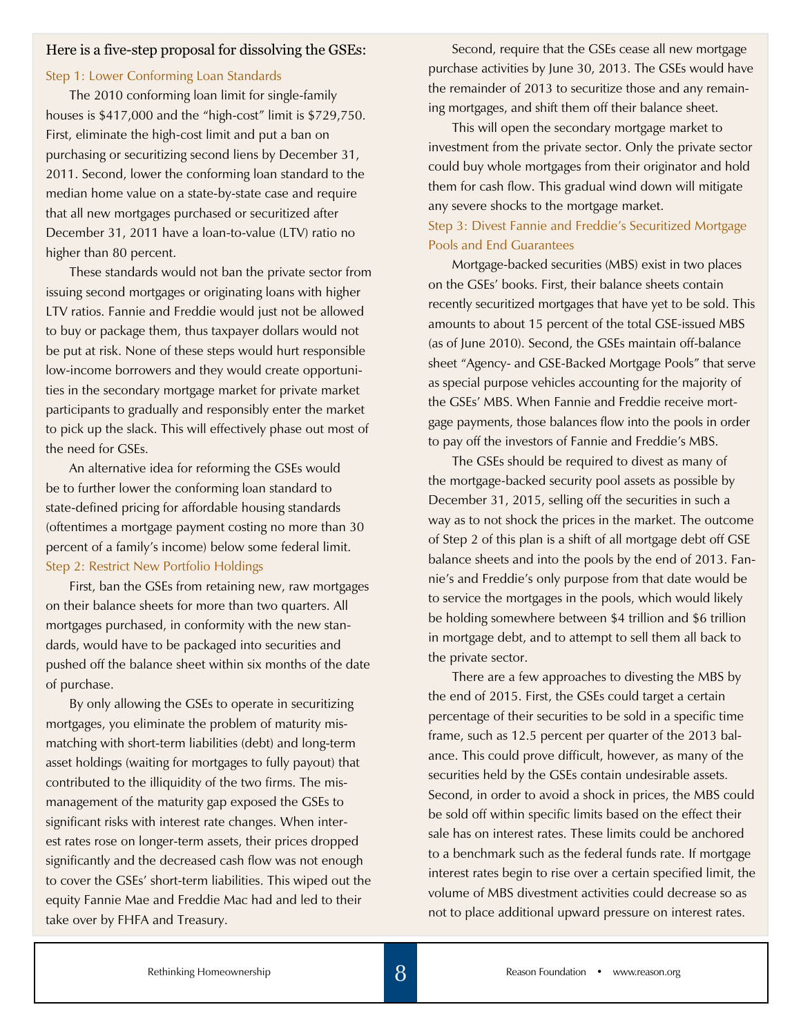Here is a five-step proposal for dissolving the GSEs:

### Step 1: Lower Conforming Loan Standards

The 2010 conforming loan limit for single-family houses is $417,000 and the "high-cost" limit is $729,750. First, eliminate the high-cost limit and put a ban on purchasing or securitizing second liens by December 31, 2011. Second, lower the conforming loan standard to the median home value on a state-by-state case and require that all new mortgages purchased or securitized after December 31, 2011 have a loan-to-value (LTV) ratio no higher than 80 percent.

These standards would not ban the private sector from issuing second mortgages or originating loans with higher LTV ratios. Fannie and Freddie would just not be allowed to buy or package them, thus taxpayer dollars would not be put at risk. None of these steps would hurt responsible low-income borrowers and they would create opportunities in the secondary mortgage market for private market participants to gradually and responsibly enter the market to pick up the slack. This will effectively phase out most of the need for GSEs.

An alternative idea for reforming the GSEs would be to further lower the conforming loan standard to state-defined pricing for affordable housing standards (oftentimes a mortgage payment costing no more than 30 percent of a family's income) below some federal limit.

### Step 2: Restrict New Portfolio Holdings

First, ban the GSEs from retaining new, raw mortgages on their balance sheets for more than two quarters. All mortgages purchased, in conformity with the new standards, would have to be packaged into securities and pushed off the balance sheet within six months of the date of purchase.

By only allowing the GSEs to operate in securitizing mortgages, you eliminate the problem of maturity mismatching with short-term liabilities (debt) and long-term asset holdings (waiting for mortgages to fully payout) that contributed to the illiquidity of the two firms. The mismanagement of the maturity gap exposed the GSEs to significant risks with interest rate changes. When interest rates rose on longer-term assets, their prices dropped significantly and the decreased cash flow was not enough to cover the GSEs' short-term liabilities. This wiped out the equity Fannie Mae and Freddie Mac had and led to their take over by FHFA and Treasury.

Second, require that the GSEs cease all new mortgage purchase activities by June 30, 2013. The GSEs would have the remainder of 2013 to securitize those and any remaining mortgages, and shift them off their balance sheet.

This will open the secondary mortgage market to investment from the private sector. Only the private sector could buy whole mortgages from their originator and hold them for cash flow. This gradual wind down will mitigate any severe shocks to the mortgage market.

### Step 3: Divest Fannie and Freddie's Securitized Mortgage Pools and End Guarantees

Mortgage-backed securities (MBS) exist in two places on the GSEs' books. First, their balance sheets contain recently securitized mortgages that have yet to be sold. This amounts to about 15 percent of the total GSE-issued MBS (as of June 2010). Second, the GSEs maintain off-balance sheet "Agency- and GSE-Backed Mortgage Pools" that serve as special purpose vehicles accounting for the majority of the GSEs' MBS. When Fannie and Freddie receive mortgage payments, those balances flow into the pools in order to pay off the investors of Fannie and Freddie's MBS.

The GSEs should be required to divest as many of the mortgage-backed security pool assets as possible by December 31, 2015, selling off the securities in such a way as to not shock the prices in the market. The outcome of Step 2 of this plan is a shift of all mortgage debt off GSE balance sheets and into the pools by the end of 2013. Fannie's and Freddie's only purpose from that date would be to service the mortgages in the pools, which would likely be holding somewhere between $4 trillion and $6 trillion in mortgage debt, and to attempt to sell them all back to the private sector.

There are a few approaches to divesting the MBS by the end of 2015. First, the GSEs could target a certain percentage of their securities to be sold in a specific time frame, such as 12.5 percent per quarter of the 2013 balance. This could prove difficult, however, as many of the securities held by the GSEs contain undesirable assets. Second, in order to avoid a shock in prices, the MBS could be sold off within specific limits based on the effect their sale has on interest rates. These limits could be anchored to a benchmark such as the federal funds rate. If mortgage interest rates begin to rise over a certain specified limit, the volume of MBS divestment activities could decrease so as not to place additional upward pressure on interest rates.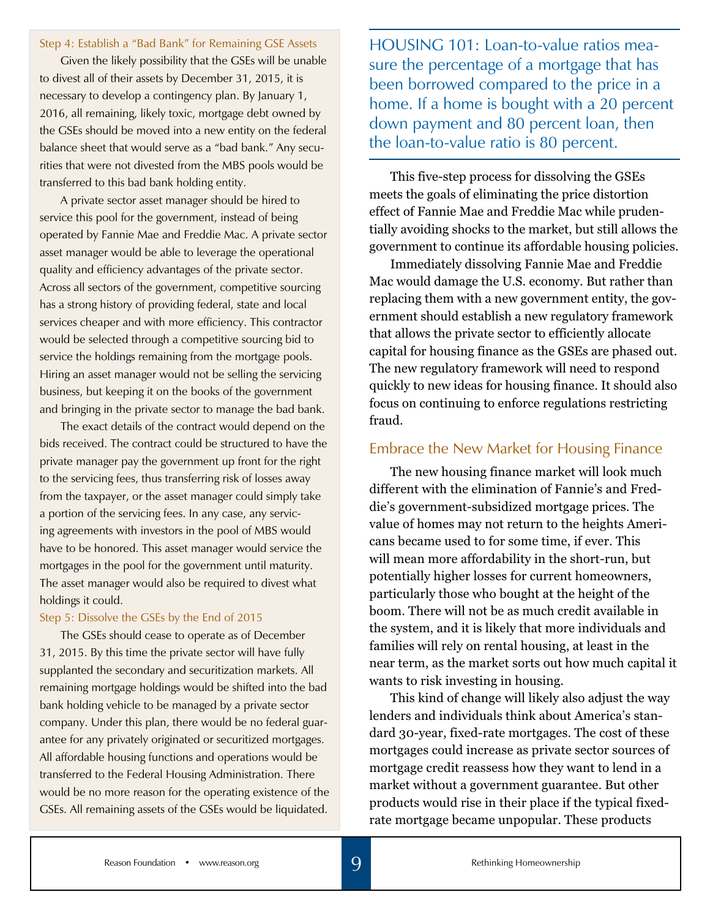### Step 4: Establish a "Bad Bank" for Remaining GSE Assets

Given the likely possibility that the GSEs will be unable to divest all of their assets by December 31, 2015, it is necessary to develop a contingency plan. By January 1, 2016, all remaining, likely toxic, mortgage debt owned by the GSEs should be moved into a new entity on the federal balance sheet that would serve as a "bad bank." Any securities that were not divested from the MBS pools would be transferred to this bad bank holding entity.

A private sector asset manager should be hired to service this pool for the government, instead of being operated by Fannie Mae and Freddie Mac. A private sector asset manager would be able to leverage the operational quality and efficiency advantages of the private sector. Across all sectors of the government, competitive sourcing has a strong history of providing federal, state and local services cheaper and with more efficiency. This contractor would be selected through a competitive sourcing bid to service the holdings remaining from the mortgage pools. Hiring an asset manager would not be selling the servicing business, but keeping it on the books of the government and bringing in the private sector to manage the bad bank.

The exact details of the contract would depend on the bids received. The contract could be structured to have the private manager pay the government up front for the right to the servicing fees, thus transferring risk of losses away from the taxpayer, or the asset manager could simply take a portion of the servicing fees. In any case, any servicing agreements with investors in the pool of MBS would have to be honored. This asset manager would service the mortgages in the pool for the government until maturity. The asset manager would also be required to divest what holdings it could.

### Step 5: Dissolve the GSEs by the End of 2015

The GSEs should cease to operate as of December 31, 2015. By this time the private sector will have fully supplanted the secondary and securitization markets. All remaining mortgage holdings would be shifted into the bad bank holding vehicle to be managed by a private sector company. Under this plan, there would be no federal guarantee for any privately originated or securitized mortgages. All affordable housing functions and operations would be transferred to the Federal Housing Administration. There would be no more reason for the operating existence of the GSEs. All remaining assets of the GSEs would be liquidated.

> HOUSING 101: Loan-to-value ratios measure the percentage of a mortgage that has been borrowed compared to the price in a home. If a home is bought with a 20 percent down payment and 80 percent loan, then the loan-to-value ratio is 80 percent.

This five-step process for dissolving the GSEs meets the goals of eliminating the price distortion effect of Fannie Mae and Freddie Mac while prudentially avoiding shocks to the market, but still allows the government to continue its affordable housing policies.

Immediately dissolving Fannie Mae and Freddie Mac would damage the U.S. economy. But rather than replacing them with a new government entity, the government should establish a new regulatory framework that allows the private sector to efficiently allocate capital for housing finance as the GSEs are phased out. The new regulatory framework will need to respond quickly to new ideas for housing finance. It should also focus on continuing to enforce regulations restricting fraud.

## Embrace the New Market for Housing Finance

The new housing finance market will look much different with the elimination of Fannie's and Freddie's government-subsidized mortgage prices. The value of homes may not return to the heights Americans became used to for some time, if ever. This will mean more affordability in the short-run, but potentially higher losses for current homeowners, particularly those who bought at the height of the boom. There will not be as much credit available in the system, and it is likely that more individuals and families will rely on rental housing, at least in the near term, as the market sorts out how much capital it wants to risk investing in housing.

This kind of change will likely also adjust the way lenders and individuals think about America's standard 30-year, fixed-rate mortgages. The cost of these mortgages could increase as private sector sources of mortgage credit reassess how they want to lend in a market without a government guarantee. But other products would rise in their place if the typical fixed-rate mortgage became unpopular. These products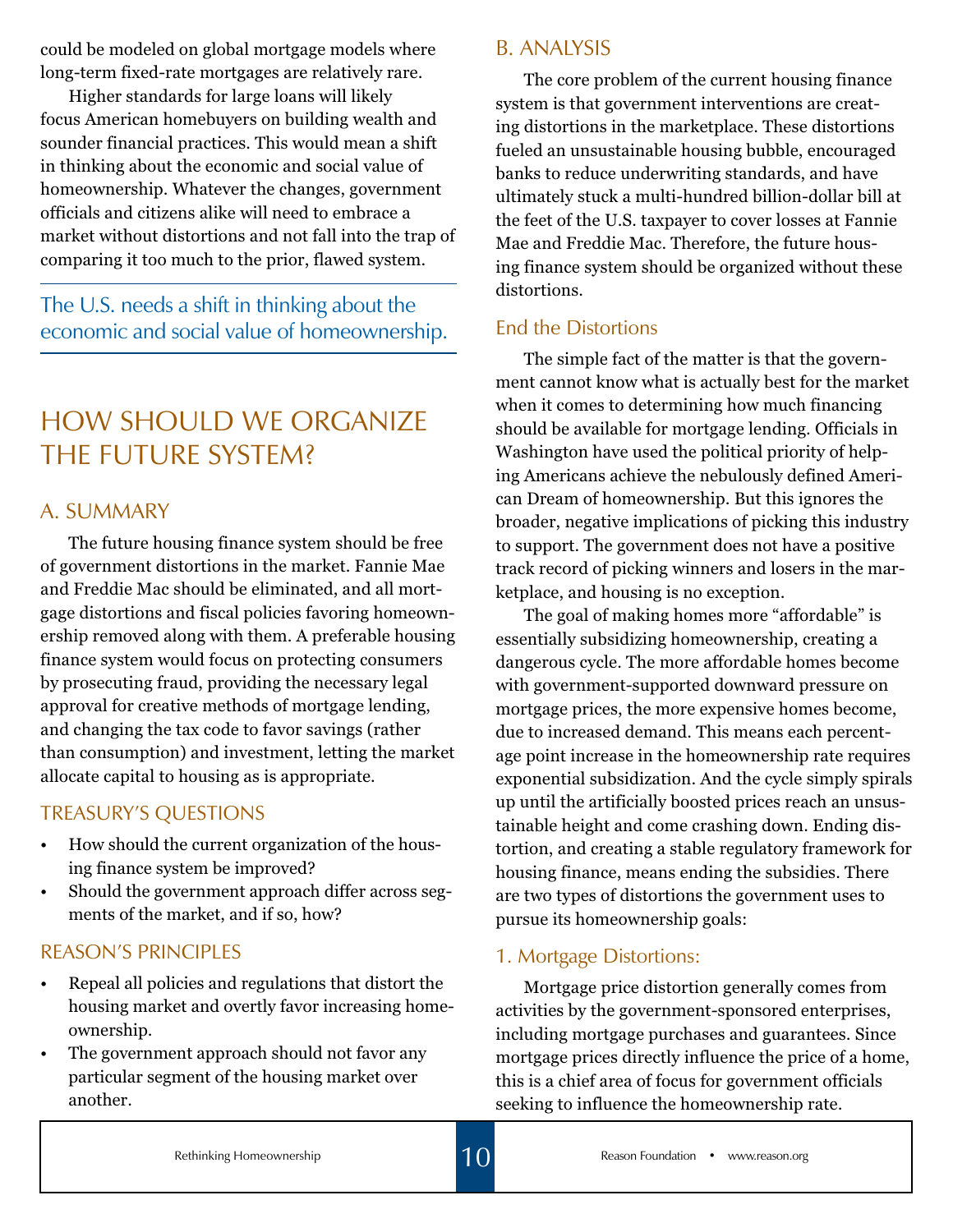could be modeled on global mortgage models where long-term fixed-rate mortgages are relatively rare.

Higher standards for large loans will likely focus American homebuyers on building wealth and sounder financial practices. This would mean a shift in thinking about the economic and social value of homeownership. Whatever the changes, government officials and citizens alike will need to embrace a market without distortions and not fall into the trap of comparing it too much to the prior, flawed system.

> The U.S. needs a shift in thinking about the economic and social value of homeownership.

# HOW SHOULD WE ORGANIZE THE FUTURE SYSTEM?

## A. SUMMARY

The future housing finance system should be free of government distortions in the market. Fannie Mae and Freddie Mac should be eliminated, and all mortgage distortions and fiscal policies favoring homeownership removed along with them. A preferable housing finance system would focus on protecting consumers by prosecuting fraud, providing the necessary legal approval for creative methods of mortgage lending, and changing the tax code to favor savings (rather than consumption) and investment, letting the market allocate capital to housing as is appropriate.

### TREASURY'S QUESTIONS

- How should the current organization of the housing finance system be improved?
- Should the government approach differ across segments of the market, and if so, how?

### REASON'S PRINCIPLES

- Repeal all policies and regulations that distort the housing market and overtly favor increasing homeownership.
- The government approach should not favor any particular segment of the housing market over another.

## B. ANALYSIS

The core problem of the current housing finance system is that government interventions are creating distortions in the marketplace. These distortions fueled an unsustainable housing bubble, encouraged banks to reduce underwriting standards, and have ultimately stuck a multi-hundred billion-dollar bill at the feet of the U.S. taxpayer to cover losses at Fannie Mae and Freddie Mac. Therefore, the future housing finance system should be organized without these distortions.

### End the Distortions

The simple fact of the matter is that the government cannot know what is actually best for the market when it comes to determining how much financing should be available for mortgage lending. Officials in Washington have used the political priority of helping Americans achieve the nebulously defined American Dream of homeownership. But this ignores the broader, negative implications of picking this industry to support. The government does not have a positive track record of picking winners and losers in the marketplace, and housing is no exception.

The goal of making homes more "affordable" is essentially subsidizing homeownership, creating a dangerous cycle. The more affordable homes become with government-supported downward pressure on mortgage prices, the more expensive homes become, due to increased demand. This means each percentage point increase in the homeownership rate requires exponential subsidization. And the cycle simply spirals up until the artificially boosted prices reach an unsustainable height and come crashing down. Ending distortion, and creating a stable regulatory framework for housing finance, means ending the subsidies. There are two types of distortions the government uses to pursue its homeownership goals:

### 1. Mortgage Distortions:

Mortgage price distortion generally comes from activities by the government-sponsored enterprises, including mortgage purchases and guarantees. Since mortgage prices directly influence the price of a home, this is a chief area of focus for government officials seeking to influence the homeownership rate.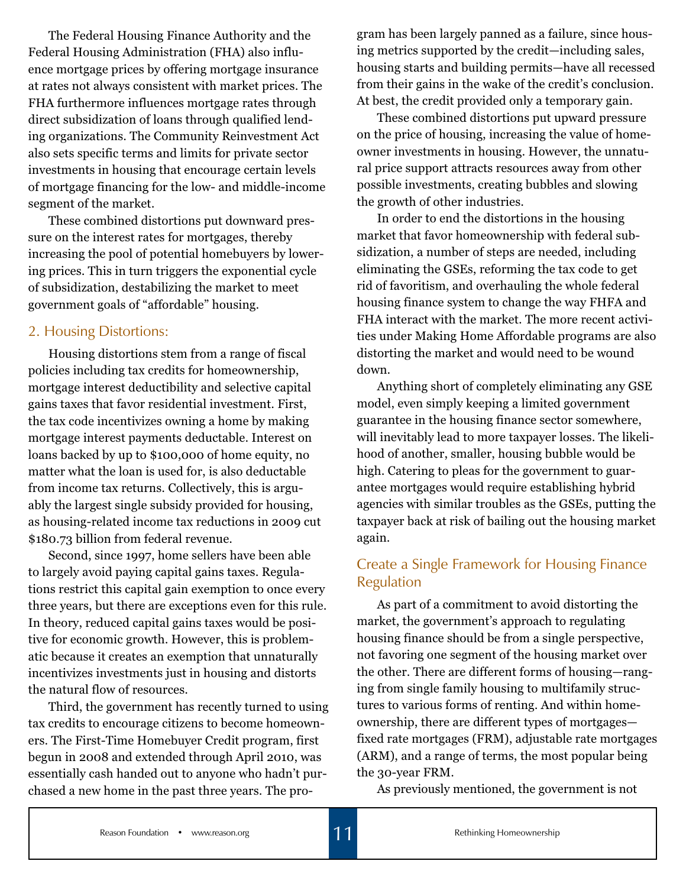The Federal Housing Finance Authority and the Federal Housing Administration (FHA) also influence mortgage prices by offering mortgage insurance at rates not always consistent with market prices. The FHA furthermore influences mortgage rates through direct subsidization of loans through qualified lending organizations. The Community Reinvestment Act also sets specific terms and limits for private sector investments in housing that encourage certain levels of mortgage financing for the low- and middle-income segment of the market.

These combined distortions put downward pressure on the interest rates for mortgages, thereby increasing the pool of potential homebuyers by lowering prices. This in turn triggers the exponential cycle of subsidization, destabilizing the market to meet government goals of "affordable" housing.

### 2. Housing Distortions:

Housing distortions stem from a range of fiscal policies including tax credits for homeownership, mortgage interest deductibility and selective capital gains taxes that favor residential investment. First, the tax code incentivizes owning a home by making mortgage interest payments deductable. Interest on loans backed by up to $100,000 of home equity, no matter what the loan is used for, is also deductable from income tax returns. Collectively, this is arguably the largest single subsidy provided for housing, as housing-related income tax reductions in 2009 cut $180.73 billion from federal revenue.

Second, since 1997, home sellers have been able to largely avoid paying capital gains taxes. Regulations restrict this capital gain exemption to once every three years, but there are exceptions even for this rule. In theory, reduced capital gains taxes would be positive for economic growth. However, this is problematic because it creates an exemption that unnaturally incentivizes investments just in housing and distorts the natural flow of resources.

Third, the government has recently turned to using tax credits to encourage citizens to become homeowners. The First-Time Homebuyer Credit program, first begun in 2008 and extended through April 2010, was essentially cash handed out to anyone who hadn't purchased a new home in the past three years. The program has been largely panned as a failure, since housing metrics supported by the credit—including sales, housing starts and building permits—have all recessed from their gains in the wake of the credit's conclusion. At best, the credit provided only a temporary gain.

These combined distortions put upward pressure on the price of housing, increasing the value of homeowner investments in housing. However, the unnatural price support attracts resources away from other possible investments, creating bubbles and slowing the growth of other industries.

In order to end the distortions in the housing market that favor homeownership with federal subsidization, a number of steps are needed, including eliminating the GSEs, reforming the tax code to get rid of favoritism, and overhauling the whole federal housing finance system to change the way FHFA and FHA interact with the market. The more recent activities under Making Home Affordable programs are also distorting the market and would need to be wound down.

Anything short of completely eliminating any GSE model, even simply keeping a limited government guarantee in the housing finance sector somewhere, will inevitably lead to more taxpayer losses. The likelihood of another, smaller, housing bubble would be high. Catering to pleas for the government to guarantee mortgages would require establishing hybrid agencies with similar troubles as the GSEs, putting the taxpayer back at risk of bailing out the housing market again.

## Create a Single Framework for Housing Finance Regulation

As part of a commitment to avoid distorting the market, the government's approach to regulating housing finance should be from a single perspective, not favoring one segment of the housing market over the other. There are different forms of housing—ranging from single family housing to multifamily structures to various forms of renting. And within homeownership, there are different types of mortgages—fixed rate mortgages (FRM), adjustable rate mortgages (ARM), and a range of terms, the most popular being the 30-year FRM.

As previously mentioned, the government is not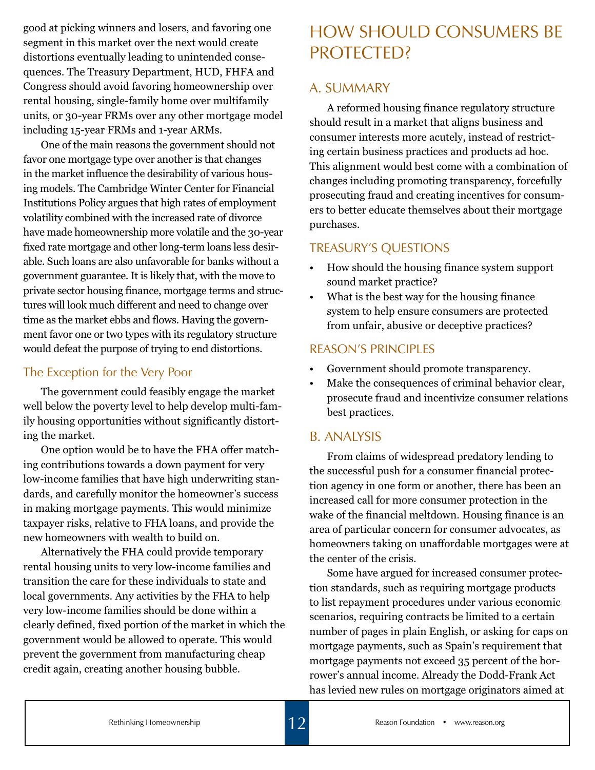good at picking winners and losers, and favoring one segment in this market over the next would create distortions eventually leading to unintended consequences. The Treasury Department, HUD, FHFA and Congress should avoid favoring homeownership over rental housing, single-family home over multifamily units, or 30-year FRMs over any other mortgage model including 15-year FRMs and 1-year ARMs.

One of the main reasons the government should not favor one mortgage type over another is that changes in the market influence the desirability of various housing models. The Cambridge Winter Center for Financial Institutions Policy argues that high rates of employment volatility combined with the increased rate of divorce have made homeownership more volatile and the 30-year fixed rate mortgage and other long-term loans less desirable. Such loans are also unfavorable for banks without a government guarantee. It is likely that, with the move to private sector housing finance, mortgage terms and structures will look much different and need to change over time as the market ebbs and flows. Having the government favor one or two types with its regulatory structure would defeat the purpose of trying to end distortions.

### The Exception for the Very Poor

The government could feasibly engage the market well below the poverty level to help develop multi-family housing opportunities without significantly distorting the market.

One option would be to have the FHA offer matching contributions towards a down payment for very low-income families that have high underwriting standards, and carefully monitor the homeowner's success in making mortgage payments. This would minimize taxpayer risks, relative to FHA loans, and provide the new homeowners with wealth to build on.

Alternatively the FHA could provide temporary rental housing units to very low-income families and transition the care for these individuals to state and local governments. Any activities by the FHA to help very low-income families should be done within a clearly defined, fixed portion of the market in which the government would be allowed to operate. This would prevent the government from manufacturing cheap credit again, creating another housing bubble.

# HOW SHOULD CONSUMERS BE PROTECTED?

## A. SUMMARY

A reformed housing finance regulatory structure should result in a market that aligns business and consumer interests more acutely, instead of restricting certain business practices and products ad hoc. This alignment would best come with a combination of changes including promoting transparency, forcefully prosecuting fraud and creating incentives for consumers to better educate themselves about their mortgage purchases.

### TREASURY'S QUESTIONS

- How should the housing finance system support sound market practice?
- What is the best way for the housing finance system to help ensure consumers are protected from unfair, abusive or deceptive practices?

### REASON'S PRINCIPLES

- Government should promote transparency.
- Make the consequences of criminal behavior clear, prosecute fraud and incentivize consumer relations best practices.

## B. ANALYSIS

From claims of widespread predatory lending to the successful push for a consumer financial protection agency in one form or another, there has been an increased call for more consumer protection in the wake of the financial meltdown. Housing finance is an area of particular concern for consumer advocates, as homeowners taking on unaffordable mortgages were at the center of the crisis.

Some have argued for increased consumer protection standards, such as requiring mortgage products to list repayment procedures under various economic scenarios, requiring contracts be limited to a certain number of pages in plain English, or asking for caps on mortgage payments, such as Spain's requirement that mortgage payments not exceed 35 percent of the borrower's annual income. Already the Dodd-Frank Act has levied new rules on mortgage originators aimed at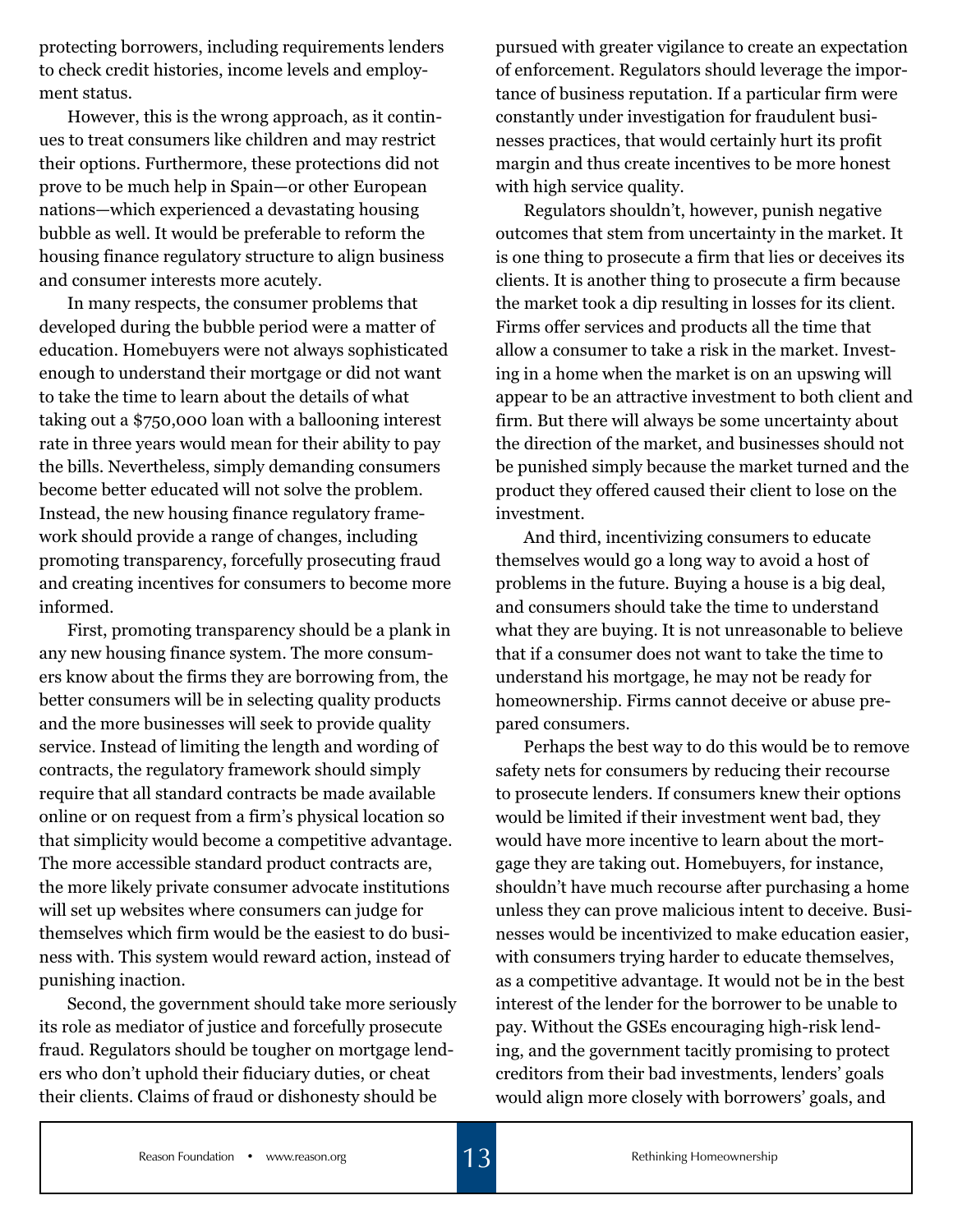protecting borrowers, including requirements lenders to check credit histories, income levels and employment status.

However, this is the wrong approach, as it continues to treat consumers like children and may restrict their options. Furthermore, these protections did not prove to be much help in Spain—or other European nations—which experienced a devastating housing bubble as well. It would be preferable to reform the housing finance regulatory structure to align business and consumer interests more acutely.

In many respects, the consumer problems that developed during the bubble period were a matter of education. Homebuyers were not always sophisticated enough to understand their mortgage or did not want to take the time to learn about the details of what taking out a $750,000 loan with a ballooning interest rate in three years would mean for their ability to pay the bills. Nevertheless, simply demanding consumers become better educated will not solve the problem. Instead, the new housing finance regulatory framework should provide a range of changes, including promoting transparency, forcefully prosecuting fraud and creating incentives for consumers to become more informed.

First, promoting transparency should be a plank in any new housing finance system. The more consumers know about the firms they are borrowing from, the better consumers will be in selecting quality products and the more businesses will seek to provide quality service. Instead of limiting the length and wording of contracts, the regulatory framework should simply require that all standard contracts be made available online or on request from a firm's physical location so that simplicity would become a competitive advantage. The more accessible standard product contracts are, the more likely private consumer advocate institutions will set up websites where consumers can judge for themselves which firm would be the easiest to do business with. This system would reward action, instead of punishing inaction.

Second, the government should take more seriously its role as mediator of justice and forcefully prosecute fraud. Regulators should be tougher on mortgage lenders who don't uphold their fiduciary duties, or cheat their clients. Claims of fraud or dishonesty should be pursued with greater vigilance to create an expectation of enforcement. Regulators should leverage the importance of business reputation. If a particular firm were constantly under investigation for fraudulent businesses practices, that would certainly hurt its profit margin and thus create incentives to be more honest with high service quality.

Regulators shouldn't, however, punish negative outcomes that stem from uncertainty in the market. It is one thing to prosecute a firm that lies or deceives its clients. It is another thing to prosecute a firm because the market took a dip resulting in losses for its client. Firms offer services and products all the time that allow a consumer to take a risk in the market. Investing in a home when the market is on an upswing will appear to be an attractive investment to both client and firm. But there will always be some uncertainty about the direction of the market, and businesses should not be punished simply because the market turned and the product they offered caused their client to lose on the investment.

And third, incentivizing consumers to educate themselves would go a long way to avoid a host of problems in the future. Buying a house is a big deal, and consumers should take the time to understand what they are buying. It is not unreasonable to believe that if a consumer does not want to take the time to understand his mortgage, he may not be ready for homeownership. Firms cannot deceive or abuse prepared consumers.

Perhaps the best way to do this would be to remove safety nets for consumers by reducing their recourse to prosecute lenders. If consumers knew their options would be limited if their investment went bad, they would have more incentive to learn about the mortgage they are taking out. Homebuyers, for instance, shouldn't have much recourse after purchasing a home unless they can prove malicious intent to deceive. Businesses would be incentivized to make education easier, with consumers trying harder to educate themselves, as a competitive advantage. It would not be in the best interest of the lender for the borrower to be unable to pay. Without the GSEs encouraging high-risk lending, and the government tacitly promising to protect creditors from their bad investments, lenders' goals would align more closely with borrowers' goals, and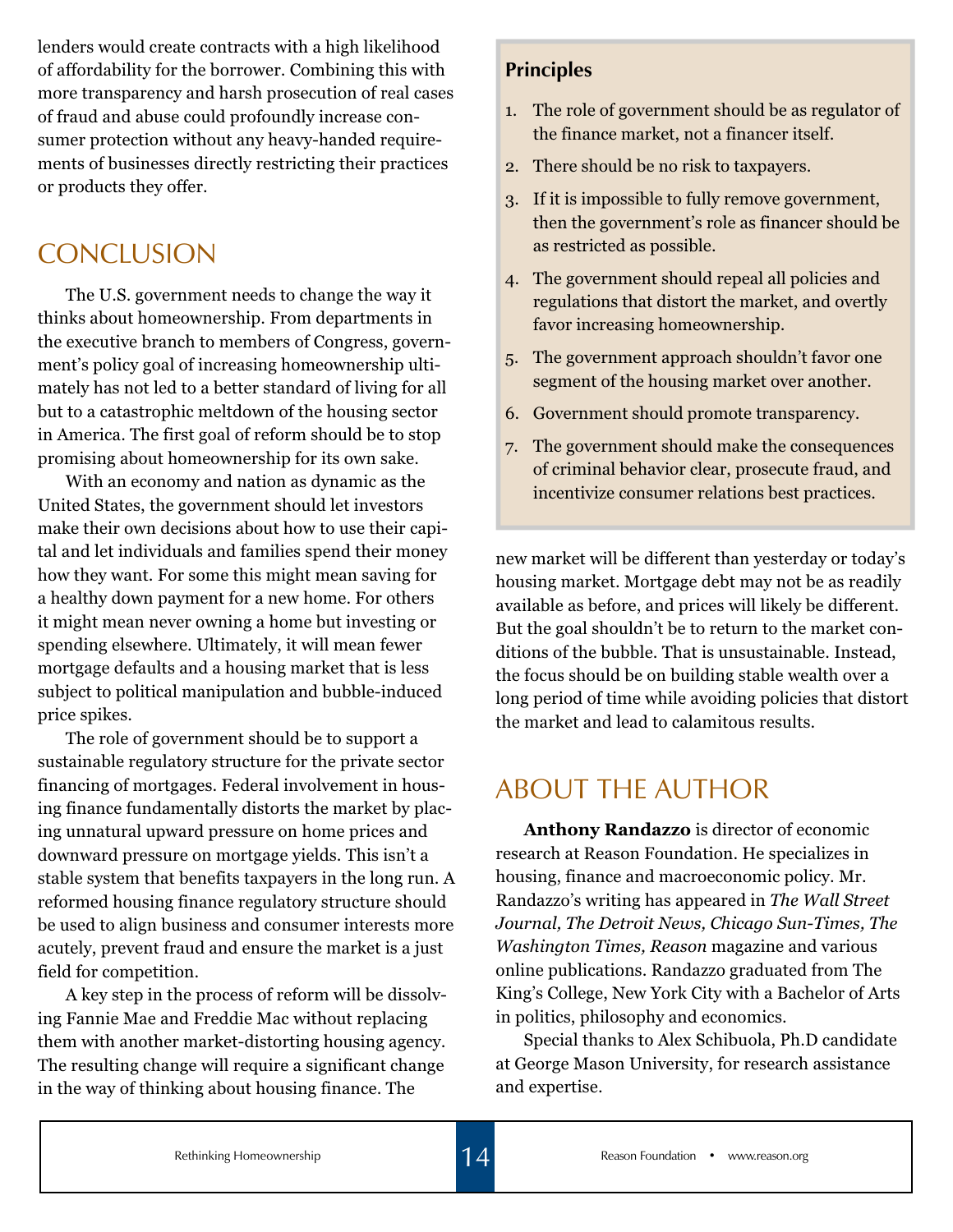lenders would create contracts with a high likelihood of affordability for the borrower. Combining this with more transparency and harsh prosecution of real cases of fraud and abuse could profoundly increase consumer protection without any heavy-handed requirements of businesses directly restricting their practices or products they offer.

## CONCLUSION

The U.S. government needs to change the way it thinks about homeownership. From departments in the executive branch to members of Congress, government's policy goal of increasing homeownership ultimately has not led to a better standard of living for all but to a catastrophic meltdown of the housing sector in America. The first goal of reform should be to stop promising about homeownership for its own sake.

With an economy and nation as dynamic as the United States, the government should let investors make their own decisions about how to use their capital and let individuals and families spend their money how they want. For some this might mean saving for a healthy down payment for a new home. For others it might mean never owning a home but investing or spending elsewhere. Ultimately, it will mean fewer mortgage defaults and a housing market that is less subject to political manipulation and bubble-induced price spikes.

The role of government should be to support a sustainable regulatory structure for the private sector financing of mortgages. Federal involvement in housing finance fundamentally distorts the market by placing unnatural upward pressure on home prices and downward pressure on mortgage yields. This isn't a stable system that benefits taxpayers in the long run. A reformed housing finance regulatory structure should be used to align business and consumer interests more acutely, prevent fraud and ensure the market is a just field for competition.

A key step in the process of reform will be dissolving Fannie Mae and Freddie Mac without replacing them with another market-distorting housing agency. The resulting change will require a significant change in the way of thinking about housing finance. The new market will be different than yesterday or today's housing market. Mortgage debt may not be as readily available as before, and prices will likely be different. But the goal shouldn't be to return to the market conditions of the bubble. That is unsustainable. Instead, the focus should be on building stable wealth over a long period of time while avoiding policies that distort the market and lead to calamitous results.

### Principles

1. The role of government should be as regulator of the finance market, not a financer itself.
2. There should be no risk to taxpayers.
3. If it is impossible to fully remove government, then the government's role as financer should be as restricted as possible.
4. The government should repeal all policies and regulations that distort the market, and overtly favor increasing homeownership.
5. The government approach shouldn't favor one segment of the housing market over another.
6. Government should promote transparency.
7. The government should make the consequences of criminal behavior clear, prosecute fraud, and incentivize consumer relations best practices.

## ABOUT THE AUTHOR

**Anthony Randazzo** is director of economic research at Reason Foundation. He specializes in housing, finance and macroeconomic policy. Mr. Randazzo's writing has appeared in *The Wall Street Journal, The Detroit News, Chicago Sun-Times, The Washington Times, Reason* magazine and various online publications. Randazzo graduated from The King's College, New York City with a Bachelor of Arts in politics, philosophy and economics.

Special thanks to Alex Schibuola, Ph.D candidate at George Mason University, for research assistance and expertise.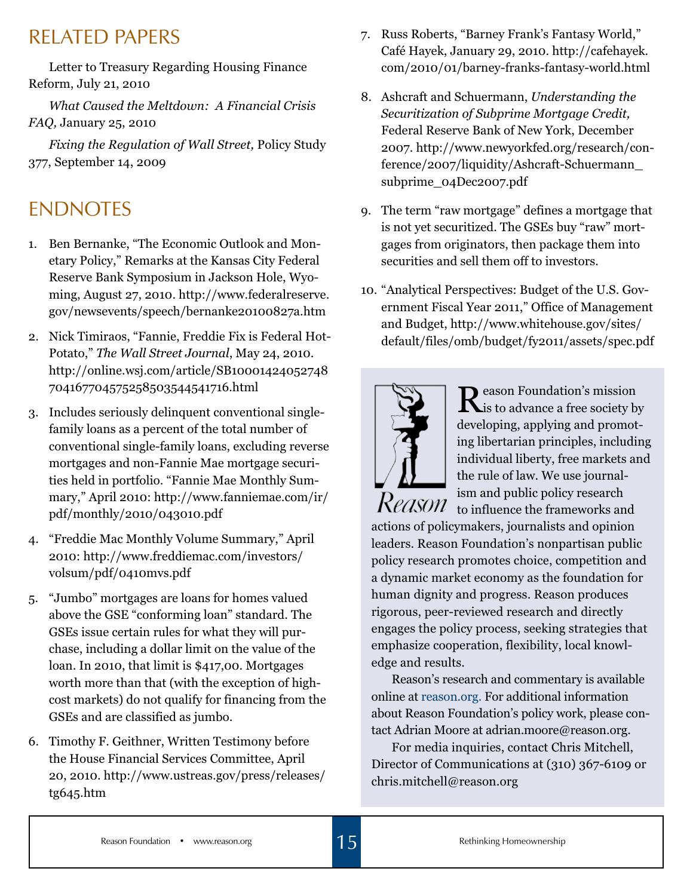## RELATED PAPERS

Letter to Treasury Regarding Housing Finance Reform, July 21, 2010

*What Caused the Meltdown: A Financial Crisis FAQ,* January 25, 2010

*Fixing the Regulation of Wall Street,* Policy Study 377, September 14, 2009

## ENDNOTES

1. Ben Bernanke, "The Economic Outlook and Monetary Policy," Remarks at the Kansas City Federal Reserve Bank Symposium in Jackson Hole, Wyoming, August 27, 2010. http://www.federalreserve.gov/newsevents/speech/bernanke20100827a.htm
2. Nick Timiraos, "Fannie, Freddie Fix is Federal Hot-Potato," *The Wall Street Journal*, May 24, 2010. http://online.wsj.com/article/SB10001424052748704167704575258503544541716.html
3. Includes seriously delinquent conventional single-family loans as a percent of the total number of conventional single-family loans, excluding reverse mortgages and non-Fannie Mae mortgage securities held in portfolio. "Fannie Mae Monthly Summary," April 2010: http://www.fanniemae.com/ir/pdf/monthly/2010/043010.pdf
4. "Freddie Mac Monthly Volume Summary," April 2010: http://www.freddiemac.com/investors/volsum/pdf/0410mvs.pdf
5. "Jumbo" mortgages are loans for homes valued above the GSE "conforming loan" standard. The GSEs issue certain rules for what they will purchase, including a dollar limit on the value of the loan. In 2010, that limit is $417,00. Mortgages worth more than that (with the exception of high-cost markets) do not qualify for financing from the GSEs and are classified as jumbo.
6. Timothy F. Geithner, Written Testimony before the House Financial Services Committee, April 20, 2010. http://www.ustreas.gov/press/releases/tg645.htm
7. Russ Roberts, "Barney Frank's Fantasy World," Café Hayek, January 29, 2010. http://cafehayek.com/2010/01/barney-franks-fantasy-world.html
8. Ashcraft and Schuermann, *Understanding the Securitization of Subprime Mortgage Credit,* Federal Reserve Bank of New York, December 2007. http://www.newyorkfed.org/research/conference/2007/liquidity/Ashcraft-Schuermann_subprime_04Dec2007.pdf
9. The term "raw mortgage" defines a mortgage that is not yet securitized. The GSEs buy "raw" mortgages from originators, then package them into securities and sell them off to investors.
10. "Analytical Perspectives: Budget of the U.S. Government Fiscal Year 2011," Office of Management and Budget, http://www.whitehouse.gov/sites/default/files/omb/budget/fy2011/assets/spec.pdf

*Reason*

Reason Foundation's mission is to advance a free society by developing, applying and promoting libertarian principles, including individual liberty, free markets and the rule of law. We use journalism and public policy research to influence the frameworks and actions of policymakers, journalists and opinion leaders. Reason Foundation's nonpartisan public policy research promotes choice, competition and a dynamic market economy as the foundation for human dignity and progress. Reason produces rigorous, peer-reviewed research and directly engages the policy process, seeking strategies that emphasize cooperation, flexibility, local knowledge and results.

Reason's research and commentary is available online at reason.org. For additional information about Reason Foundation's policy work, please contact Adrian Moore at adrian.moore@reason.org.

For media inquiries, contact Chris Mitchell, Director of Communications at (310) 367-6109 or chris.mitchell@reason.org